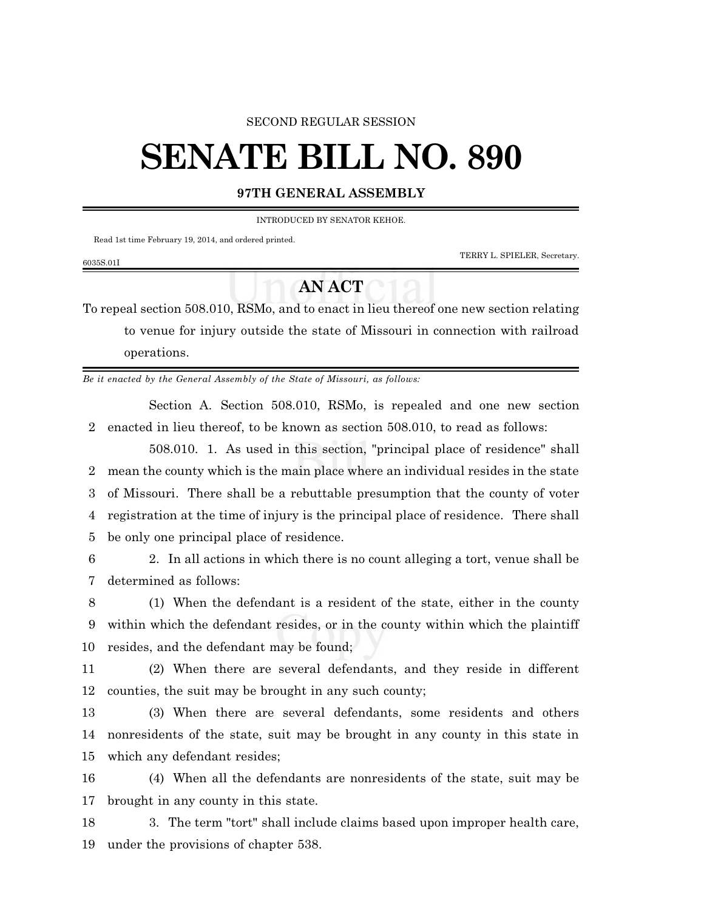SECOND REGULAR SESSION

# SENATE BILL NO. 890

**97TH GENERAL ASSEMBLY**

INTRODUCED BY SENATOR KEHOE.

Read 1st time February 19, 2014, and ordered printed.

TERRY L. SPIELER, Secretary.

6035S.01I

## AN ACT

To repeal section 508.010, RSMo, and to enact in lieu thereof one new section relating to venue for injury outside the state of Missouri in connection with railroad operations.

*Be it enacted by the General Assembly of the State of Missouri, as follows:*

Section A. Section 508.010, RSMo, is repealed and one new section enacted in lieu thereof, to be known as section 508.010, to read as follows:

508.010. 1. As used in this section, "principal place of residence" shall mean the county which is the main place where an individual resides in the state of Missouri. There shall be a rebuttable presumption that the county of voter registration at the time of injury is the principal place of residence. There shall be only one principal place of residence.

2. In all actions in which there is no count alleging a tort, venue shall be determined as follows:

(1) When the defendant is a resident of the state, either in the county within which the defendant resides, or in the county within which the plaintiff resides, and the defendant may be found;

(2) When there are several defendants, and they reside in different counties, the suit may be brought in any such county;

(3) When there are several defendants, some residents and others nonresidents of the state, suit may be brought in any county in this state in which any defendant resides;

(4) When all the defendants are nonresidents of the state, suit may be brought in any county in this state.

3. The term "tort" shall include claims based upon improper health care, under the provisions of chapter 538.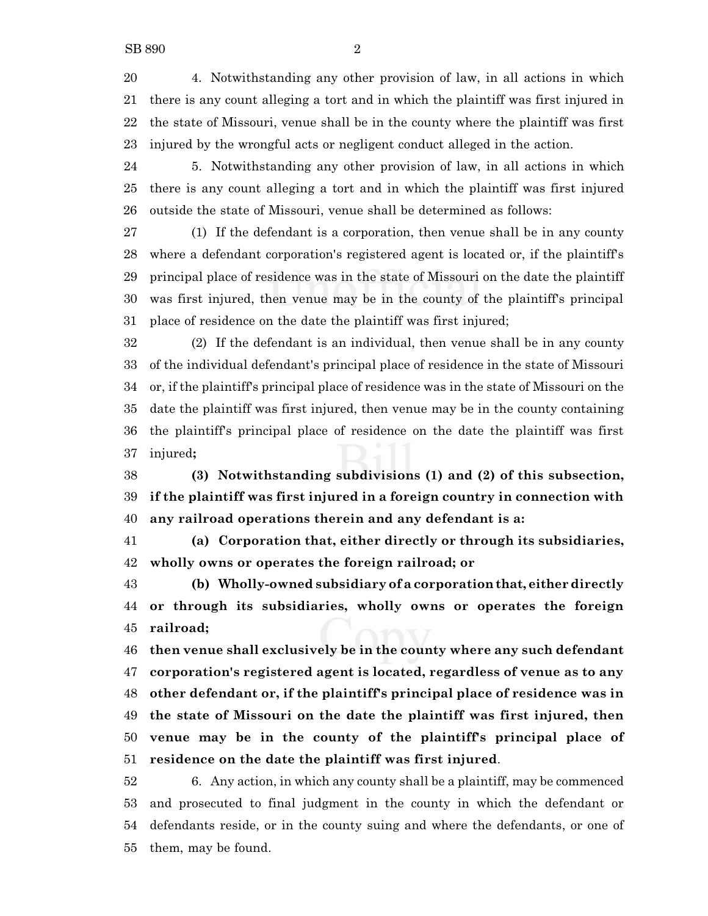4. Notwithstanding any other provision of law, in all actions in which there is any count alleging a tort and in which the plaintiff was first injured in the state of Missouri, venue shall be in the county where the plaintiff was first injured by the wrongful acts or negligent conduct alleged in the action.

5. Notwithstanding any other provision of law, in all actions in which there is any count alleging a tort and in which the plaintiff was first injured outside the state of Missouri, venue shall be determined as follows:

(1) If the defendant is a corporation, then venue shall be in any county where a defendant corporation's registered agent is located or, if the plaintiff's principal place of residence was in the state of Missouri on the date the plaintiff was first injured, then venue may be in the county of the plaintiff's principal place of residence on the date the plaintiff was first injured;

(2) If the defendant is an individual, then venue shall be in any county of the individual defendant's principal place of residence in the state of Missouri or, if the plaintiff's principal place of residence was in the state of Missouri on the date the plaintiff was first injured, then venue may be in the county containing the plaintiff's principal place of residence on the date the plaintiff was first injured**;**

**(3) Notwithstanding subdivisions (1) and (2) of this subsection, if the plaintiff was first injured in a foreign country in connection with any railroad operations therein and any defendant is a:**

**(a) Corporation that, either directly or through its subsidiaries, wholly owns or operates the foreign railroad; or**

**(b) Wholly-owned subsidiary of a corporation that, either directly or through its subsidiaries, wholly owns or operates the foreign railroad;**

**then venue shall exclusively be in the county where any such defendant corporation's registered agent is located, regardless of venue as to any other defendant or, if the plaintiff's principal place of residence was in the state of Missouri on the date the plaintiff was first injured, then venue may be in the county of the plaintiff's principal place of residence on the date the plaintiff was first injured**.

6. Any action, in which any county shall be a plaintiff, may be commenced and prosecuted to final judgment in the county in which the defendant or defendants reside, or in the county suing and where the defendants, or one of them, may be found.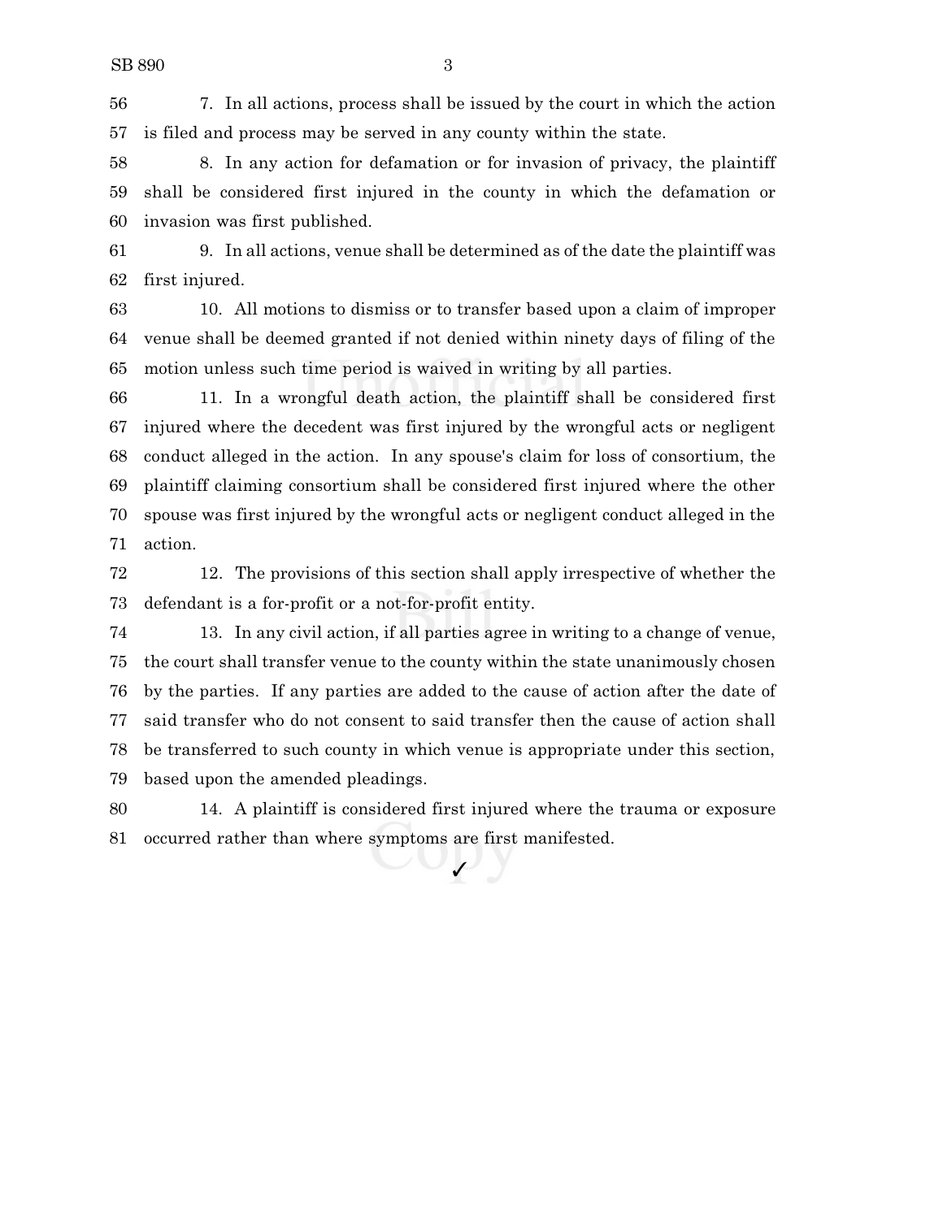7. In all actions, process shall be issued by the court in which the action is filed and process may be served in any county within the state.

8. In any action for defamation or for invasion of privacy, the plaintiff shall be considered first injured in the county in which the defamation or invasion was first published.

9. In all actions, venue shall be determined as of the date the plaintiff was first injured.

10. All motions to dismiss or to transfer based upon a claim of improper venue shall be deemed granted if not denied within ninety days of filing of the motion unless such time period is waived in writing by all parties.

11. In a wrongful death action, the plaintiff shall be considered first injured where the decedent was first injured by the wrongful acts or negligent conduct alleged in the action. In any spouse's claim for loss of consortium, the plaintiff claiming consortium shall be considered first injured where the other spouse was first injured by the wrongful acts or negligent conduct alleged in the action.

12. The provisions of this section shall apply irrespective of whether the defendant is a for-profit or a not-for-profit entity.

13. In any civil action, if all parties agree in writing to a change of venue, the court shall transfer venue to the county within the state unanimously chosen by the parties. If any parties are added to the cause of action after the date of said transfer who do not consent to said transfer then the cause of action shall be transferred to such county in which venue is appropriate under this section, based upon the amended pleadings.

14. A plaintiff is considered first injured where the trauma or exposure occurred rather than where symptoms are first manifested.

✓